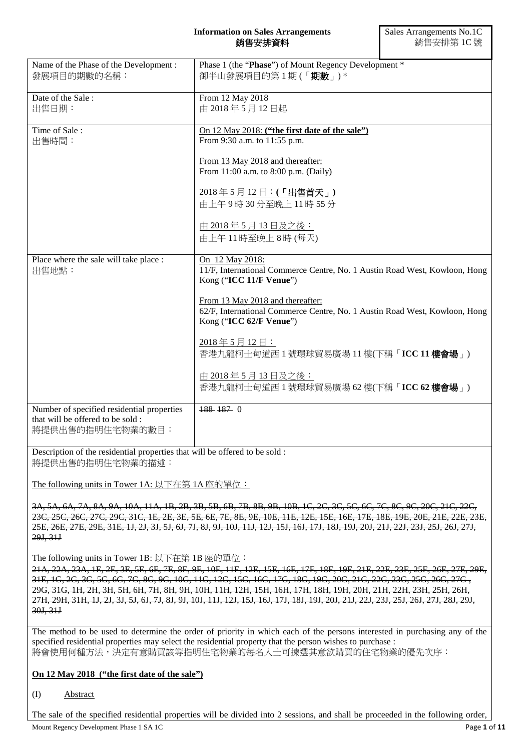# Information on Sales Arrangements
# 銷售安排資料

Sales Arrangements No.1C
銷售安排第 1C 號

| | |
|---|---|
| Name of the Phase of the Development :<br>發展項目的期數的名稱： | Phase 1 (the "**Phase**") of Mount Regency Development *<br>御半山發展項目的第 1 期 (「**期數**」) * |
| Date of the Sale :<br>出售日期： | From 12 May 2018<br>由 2018 年 5 月 12 日起 |
| Time of Sale :<br>出售時間： | <u>On 12 May 2018: **("the first date of the sale")**</u><br>From 9:30 a.m. to 11:55 p.m.<br><br><u>From 13 May 2018 and thereafter:</u><br>From 11:00 a.m. to 8:00 p.m. (Daily)<br><br><u>2018 年 5 月 12 日：**(「出售首天」)**</u><br>由上午 9 時 30 分至晚上 11 時 55 分<br><br><u>由 2018 年 5 月 13 日及之後：</u><br>由上午 11 時至晚上 8 時 (每天) |
| Place where the sale will take place :<br>出售地點： | <u>On 12 May 2018:</u><br>11/F, International Commerce Centre, No. 1 Austin Road West, Kowloon, Hong Kong ("**ICC 11/F Venue**")<br><br><u>From 13 May 2018 and thereafter:</u><br>62/F, International Commerce Centre, No. 1 Austin Road West, Kowloon, Hong Kong ("**ICC 62/F Venue**")<br><br><u>2018 年 5 月 12 日：</u><br>香港九龍柯士甸道西 1 號環球貿易廣場 11 樓(下稱「**ICC 11 樓會場**」)<br><br><u>由 2018 年 5 月 13 日及之後：</u><br>香港九龍柯士甸道西 1 號環球貿易廣場 62 樓(下稱「**ICC 62 樓會場**」) |
| Number of specified residential properties that will be offered to be sold :<br>將提供出售的指明住宅物業的數目： | ~~188~~ ~~187~~ 0 |

Description of the residential properties that will be offered to be sold :
將提供出售的指明住宅物業的描述：

<u>The following units in Tower 1A: 以下在第 1A 座的單位：</u>

~~3A, 5A, 6A, 7A, 8A, 9A, 10A, 11A, 1B, 2B, 3B, 5B, 6B, 7B, 8B, 9B, 10B, 1C, 2C, 3C, 5C, 6C, 7C, 8C, 9C, 20C, 21C, 22C, 23C, 25C, 26C, 27C, 29C, 31C, 1E, 2E, 3E, 5E, 6E, 7E, 8E, 9E, 10E, 11E, 12E, 15E, 16E, 17E, 18E, 19E, 20E, 21E, 22E, 23E, 25E, 26E, 27E, 29E, 31E, 1J, 2J, 3J, 5J, 6J, 7J, 8J, 9J, 10J, 11J, 12J, 15J, 16J, 17J, 18J, 19J, 20J, 21J, 22J, 23J, 25J, 26J, 27J, 29J, 31J~~

<u>The following units in Tower 1B: 以下在第 1B 座的單位：</u>

~~21A, 22A, 23A, 1E, 2E, 3E, 5E, 6E, 7E, 8E, 9E, 10E, 11E, 12E, 15E, 16E, 17E, 18E, 19E, 21E, 22E, 23E, 25E, 26E, 27E, 29E, 31E, 1G, 2G, 3G, 5G, 6G, 7G, 8G, 9G, 10G, 11G, 12G, 15G, 16G, 17G, 18G, 19G, 20G, 21G, 22G, 23G, 25G, 26G, 27G, 29G, 31G, 1H, 2H, 3H, 5H, 6H, 7H, 8H, 9H, 10H, 11H, 12H, 15H, 16H, 17H, 18H, 19H, 20H, 21H, 22H, 23H, 25H, 26H, 27H, 29H, 31H, 1J, 2J, 3J, 5J, 6J, 7J, 8J, 9J, 10J, 11J, 12J, 15J, 16J, 17J, 18J, 19J, 20J, 21J, 22J, 23J, 25J, 26J, 27J, 28J, 29J, 30J, 31J~~

The method to be used to determine the order of priority in which each of the persons interested in purchasing any of the specified residential properties may select the residential property that the person wishes to purchase :
將會使用何種方法，決定有意購買該等指明住宅物業的每名人士可揀選其意欲購買的住宅物業的優先次序：

**<u>On 12 May 2018 ("the first date of the sale")</u>**

(I) <u>Abstract</u>

The sale of the specified residential properties will be divided into 2 sessions, and shall be proceeded in the following order,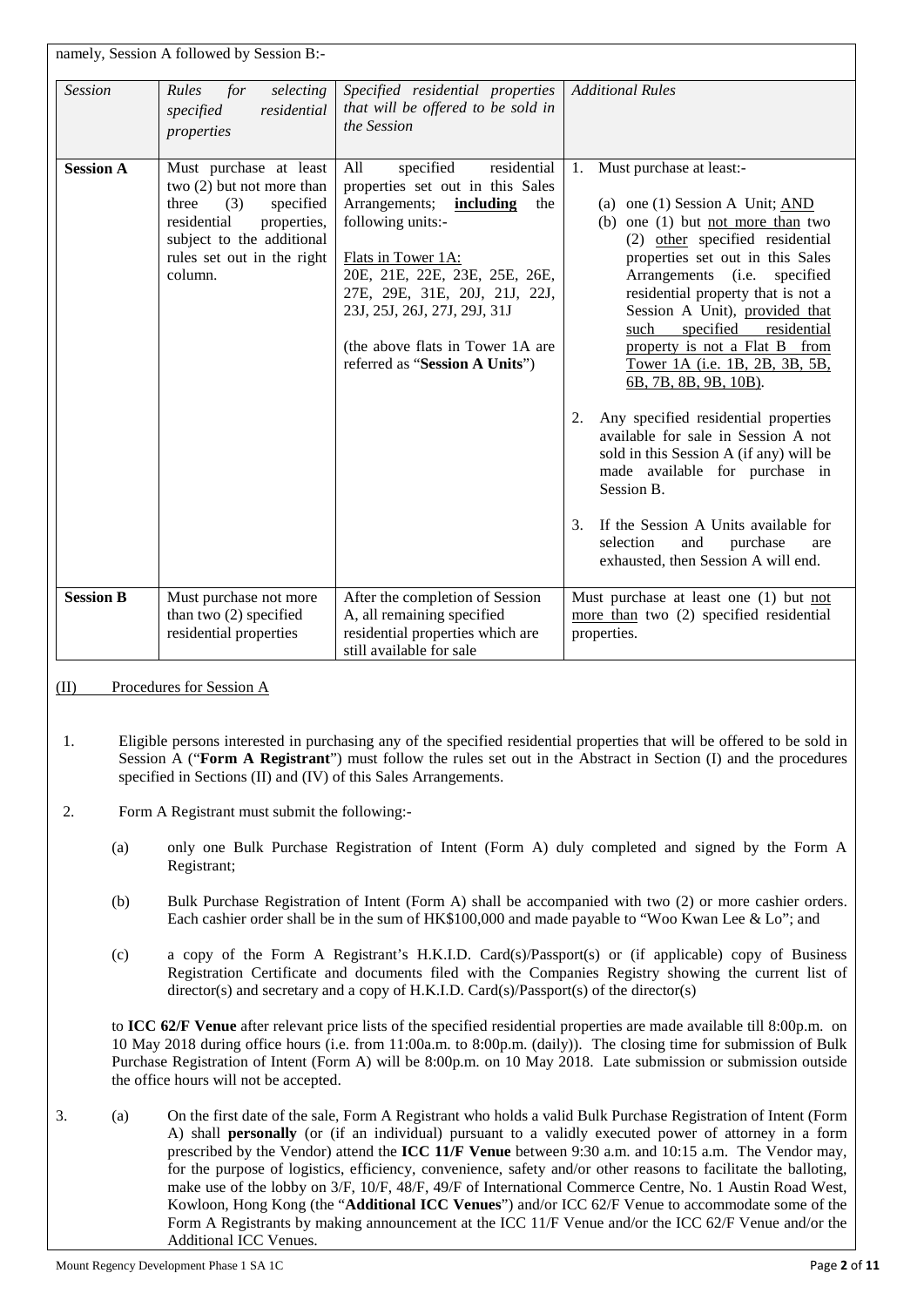namely, Session A followed by Session B:-

| *Session* | *Rules for selecting specified residential properties* | *Specified residential properties that will be offered to be sold in the Session* | *Additional Rules* |
|---|---|---|---|
| **Session A** | Must purchase at least two (2) but not more than three (3) specified residential properties, subject to the additional rules set out in the right column. | All specified residential properties set out in this Sales Arrangements; **including** the following units:-<br><br>Flats in Tower 1A:<br>20E, 21E, 22E, 23E, 25E, 26E, 27E, 29E, 31E, 20J, 21J, 22J, 23J, 25J, 26J, 27J, 29J, 31J<br><br>(the above flats in Tower 1A are referred as "**Session A Units**") | 1. Must purchase at least:-<br><br>(a) one (1) Session A Unit; AND<br>(b) one (1) but not more than two (2) other specified residential properties set out in this Sales Arrangements (i.e. specified residential property that is not a Session A Unit), provided that such specified residential property is not a Flat B from Tower 1A (i.e. 1B, 2B, 3B, 5B, 6B, 7B, 8B, 9B, 10B).<br><br>2. Any specified residential properties available for sale in Session A not sold in this Session A (if any) will be made available for purchase in Session B.<br><br>3. If the Session A Units available for selection and purchase are exhausted, then Session A will end. |
| **Session B** | Must purchase not more than two (2) specified residential properties | After the completion of Session A, all remaining specified residential properties which are still available for sale | Must purchase at least one (1) but not more than two (2) specified residential properties. |

## (II) Procedures for Session A

1. Eligible persons interested in purchasing any of the specified residential properties that will be offered to be sold in Session A ("**Form A Registrant**") must follow the rules set out in the Abstract in Section (I) and the procedures specified in Sections (II) and (IV) of this Sales Arrangements.

2. Form A Registrant must submit the following:-

   (a) only one Bulk Purchase Registration of Intent (Form A) duly completed and signed by the Form A Registrant;

   (b) Bulk Purchase Registration of Intent (Form A) shall be accompanied with two (2) or more cashier orders. Each cashier order shall be in the sum of HK$100,000 and made payable to "Woo Kwan Lee & Lo"; and

   (c) a copy of the Form A Registrant's H.K.I.D. Card(s)/Passport(s) or (if applicable) copy of Business Registration Certificate and documents filed with the Companies Registry showing the current list of director(s) and secretary and a copy of H.K.I.D. Card(s)/Passport(s) of the director(s)

   to **ICC 62/F Venue** after relevant price lists of the specified residential properties are made available till 8:00p.m. on 10 May 2018 during office hours (i.e. from 11:00a.m. to 8:00p.m. (daily)). The closing time for submission of Bulk Purchase Registration of Intent (Form A) will be 8:00p.m. on 10 May 2018. Late submission or submission outside the office hours will not be accepted.

3. (a) On the first date of the sale, Form A Registrant who holds a valid Bulk Purchase Registration of Intent (Form A) shall **personally** (or (if an individual) pursuant to a validly executed power of attorney in a form prescribed by the Vendor) attend the **ICC 11/F Venue** between 9:30 a.m. and 10:15 a.m. The Vendor may, for the purpose of logistics, efficiency, convenience, safety and/or other reasons to facilitate the balloting, make use of the lobby on 3/F, 10/F, 48/F, 49/F of International Commerce Centre, No. 1 Austin Road West, Kowloon, Hong Kong (the "**Additional ICC Venues**") and/or ICC 62/F Venue to accommodate some of the Form A Registrants by making announcement at the ICC 11/F Venue and/or the ICC 62/F Venue and/or the Additional ICC Venues.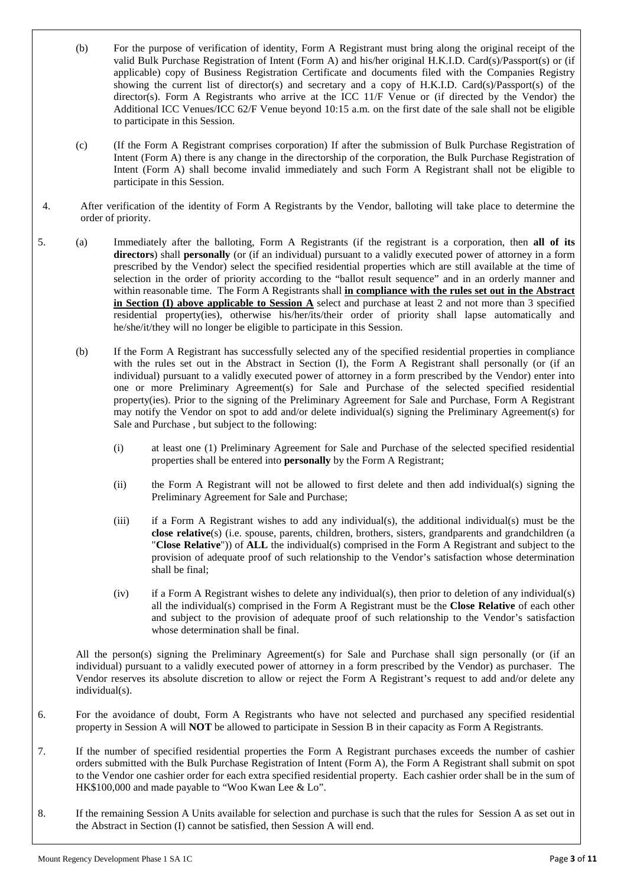(b) For the purpose of verification of identity, Form A Registrant must bring along the original receipt of the valid Bulk Purchase Registration of Intent (Form A) and his/her original H.K.I.D. Card(s)/Passport(s) or (if applicable) copy of Business Registration Certificate and documents filed with the Companies Registry showing the current list of director(s) and secretary and a copy of H.K.I.D. Card(s)/Passport(s) of the director(s). Form A Registrants who arrive at the ICC 11/F Venue or (if directed by the Vendor) the Additional ICC Venues/ICC 62/F Venue beyond 10:15 a.m. on the first date of the sale shall not be eligible to participate in this Session.

(c) (If the Form A Registrant comprises corporation) If after the submission of Bulk Purchase Registration of Intent (Form A) there is any change in the directorship of the corporation, the Bulk Purchase Registration of Intent (Form A) shall become invalid immediately and such Form A Registrant shall not be eligible to participate in this Session.

4. After verification of the identity of Form A Registrants by the Vendor, balloting will take place to determine the order of priority.

5. (a) Immediately after the balloting, Form A Registrants (if the registrant is a corporation, then **all of its directors**) shall **personally** (or (if an individual) pursuant to a validly executed power of attorney in a form prescribed by the Vendor) select the specified residential properties which are still available at the time of selection in the order of priority according to the "ballot result sequence" and in an orderly manner and within reasonable time. The Form A Registrants shall **in compliance with the rules set out in the Abstract in Section (I) above applicable to Session A** select and purchase at least 2 and not more than 3 specified residential property(ies), otherwise his/her/its/their order of priority shall lapse automatically and he/she/it/they will no longer be eligible to participate in this Session.

(b) If the Form A Registrant has successfully selected any of the specified residential properties in compliance with the rules set out in the Abstract in Section (I), the Form A Registrant shall personally (or (if an individual) pursuant to a validly executed power of attorney in a form prescribed by the Vendor) enter into one or more Preliminary Agreement(s) for Sale and Purchase of the selected specified residential property(ies). Prior to the signing of the Preliminary Agreement for Sale and Purchase, Form A Registrant may notify the Vendor on spot to add and/or delete individual(s) signing the Preliminary Agreement(s) for Sale and Purchase , but subject to the following:

(i) at least one (1) Preliminary Agreement for Sale and Purchase of the selected specified residential properties shall be entered into **personally** by the Form A Registrant;

(ii) the Form A Registrant will not be allowed to first delete and then add individual(s) signing the Preliminary Agreement for Sale and Purchase;

(iii) if a Form A Registrant wishes to add any individual(s), the additional individual(s) must be the **close relative**(s) (i.e. spouse, parents, children, brothers, sisters, grandparents and grandchildren (a "**Close Relative**")) of **ALL** the individual(s) comprised in the Form A Registrant and subject to the provision of adequate proof of such relationship to the Vendor's satisfaction whose determination shall be final;

(iv) if a Form A Registrant wishes to delete any individual(s), then prior to deletion of any individual(s) all the individual(s) comprised in the Form A Registrant must be the **Close Relative** of each other and subject to the provision of adequate proof of such relationship to the Vendor's satisfaction whose determination shall be final.

All the person(s) signing the Preliminary Agreement(s) for Sale and Purchase shall sign personally (or (if an individual) pursuant to a validly executed power of attorney in a form prescribed by the Vendor) as purchaser. The Vendor reserves its absolute discretion to allow or reject the Form A Registrant's request to add and/or delete any individual(s).

6. For the avoidance of doubt, Form A Registrants who have not selected and purchased any specified residential property in Session A will **NOT** be allowed to participate in Session B in their capacity as Form A Registrants.

7. If the number of specified residential properties the Form A Registrant purchases exceeds the number of cashier orders submitted with the Bulk Purchase Registration of Intent (Form A), the Form A Registrant shall submit on spot to the Vendor one cashier order for each extra specified residential property. Each cashier order shall be in the sum of HK$100,000 and made payable to "Woo Kwan Lee & Lo".

8. If the remaining Session A Units available for selection and purchase is such that the rules for Session A as set out in the Abstract in Section (I) cannot be satisfied, then Session A will end.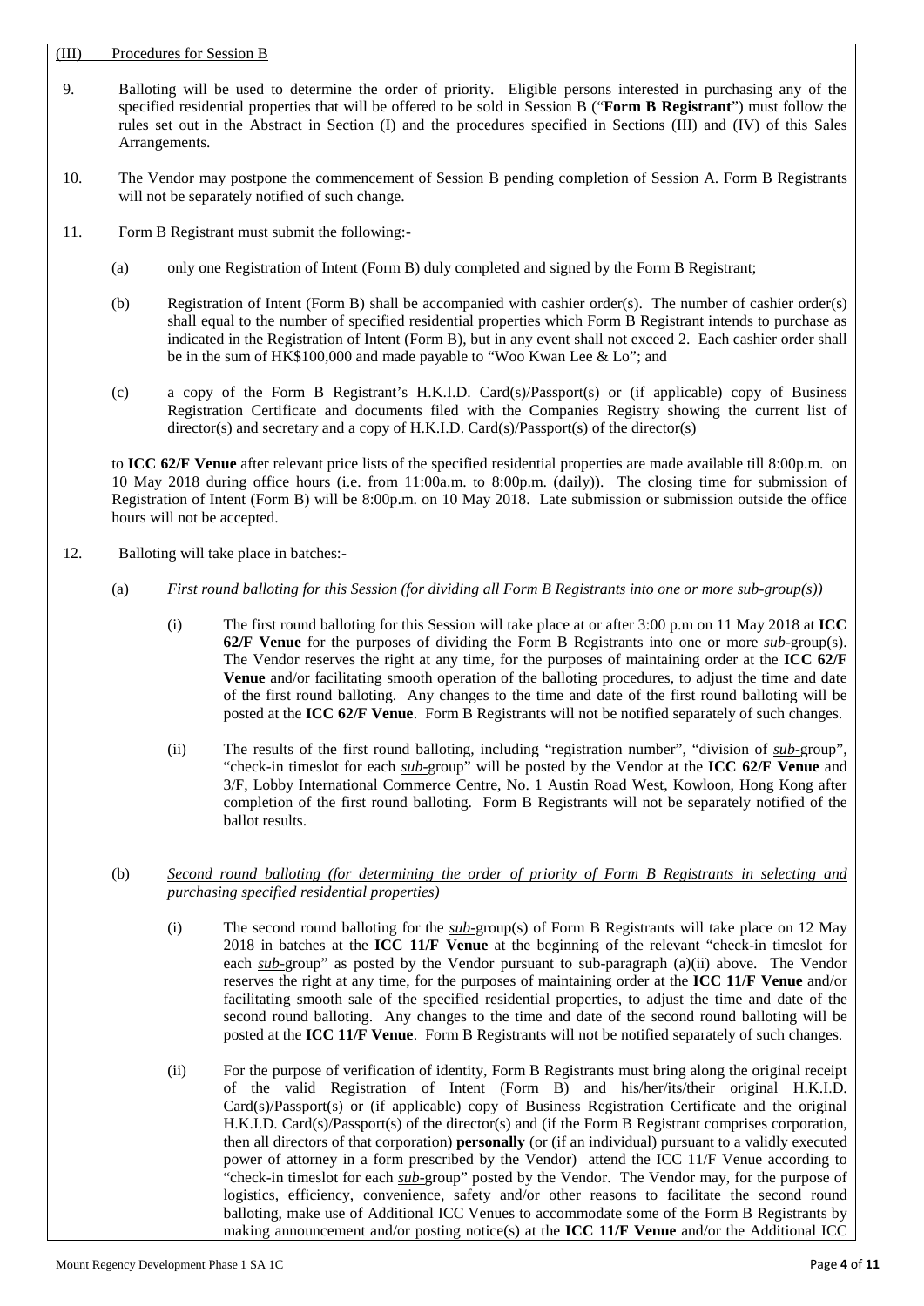## (III) Procedures for Session B

9. Balloting will be used to determine the order of priority. Eligible persons interested in purchasing any of the specified residential properties that will be offered to be sold in Session B ("**Form B Registrant**") must follow the rules set out in the Abstract in Section (I) and the procedures specified in Sections (III) and (IV) of this Sales Arrangements.

10. The Vendor may postpone the commencement of Session B pending completion of Session A. Form B Registrants will not be separately notified of such change.

11. Form B Registrant must submit the following:-

    (a) only one Registration of Intent (Form B) duly completed and signed by the Form B Registrant;

    (b) Registration of Intent (Form B) shall be accompanied with cashier order(s). The number of cashier order(s) shall equal to the number of specified residential properties which Form B Registrant intends to purchase as indicated in the Registration of Intent (Form B), but in any event shall not exceed 2. Each cashier order shall be in the sum of HK$100,000 and made payable to "Woo Kwan Lee & Lo"; and

    (c) a copy of the Form B Registrant's H.K.I.D. Card(s)/Passport(s) or (if applicable) copy of Business Registration Certificate and documents filed with the Companies Registry showing the current list of director(s) and secretary and a copy of H.K.I.D. Card(s)/Passport(s) of the director(s)

    to **ICC 62/F Venue** after relevant price lists of the specified residential properties are made available till 8:00p.m. on 10 May 2018 during office hours (i.e. from 11:00a.m. to 8:00p.m. (daily)). The closing time for submission of Registration of Intent (Form B) will be 8:00p.m. on 10 May 2018. Late submission or submission outside the office hours will not be accepted.

12. Balloting will take place in batches:-

    (a) *First round balloting for this Session (for dividing all Form B Registrants into one or more sub-group(s))*

    (i) The first round balloting for this Session will take place at or after 3:00 p.m on 11 May 2018 at **ICC 62/F Venue** for the purposes of dividing the Form B Registrants into one or more *sub-*group(s). The Vendor reserves the right at any time, for the purposes of maintaining order at the **ICC 62/F Venue** and/or facilitating smooth operation of the balloting procedures, to adjust the time and date of the first round balloting. Any changes to the time and date of the first round balloting will be posted at the **ICC 62/F Venue**. Form B Registrants will not be notified separately of such changes.

    (ii) The results of the first round balloting, including "registration number", "division of *sub-*group", "check-in timeslot for each *sub-*group" will be posted by the Vendor at the **ICC 62/F Venue** and 3/F, Lobby International Commerce Centre, No. 1 Austin Road West, Kowloon, Hong Kong after completion of the first round balloting. Form B Registrants will not be separately notified of the ballot results.

    (b) *Second round balloting (for determining the order of priority of Form B Registrants in selecting and purchasing specified residential properties)*

    (i) The second round balloting for the *sub-*group(s) of Form B Registrants will take place on 12 May 2018 in batches at the **ICC 11/F Venue** at the beginning of the relevant "check-in timeslot for each *sub-*group" as posted by the Vendor pursuant to sub-paragraph (a)(ii) above. The Vendor reserves the right at any time, for the purposes of maintaining order at the **ICC 11/F Venue** and/or facilitating smooth sale of the specified residential properties, to adjust the time and date of the second round balloting. Any changes to the time and date of the second round balloting will be posted at the **ICC 11/F Venue**. Form B Registrants will not be notified separately of such changes.

    (ii) For the purpose of verification of identity, Form B Registrants must bring along the original receipt of the valid Registration of Intent (Form B) and his/her/its/their original H.K.I.D. Card(s)/Passport(s) or (if applicable) copy of Business Registration Certificate and the original H.K.I.D. Card(s)/Passport(s) of the director(s) and (if the Form B Registrant comprises corporation, then all directors of that corporation) **personally** (or (if an individual) pursuant to a validly executed power of attorney in a form prescribed by the Vendor) attend the ICC 11/F Venue according to "check-in timeslot for each *sub-*group" posted by the Vendor. The Vendor may, for the purpose of logistics, efficiency, convenience, safety and/or other reasons to facilitate the second round balloting, make use of Additional ICC Venues to accommodate some of the Form B Registrants by making announcement and/or posting notice(s) at the **ICC 11/F Venue** and/or the Additional ICC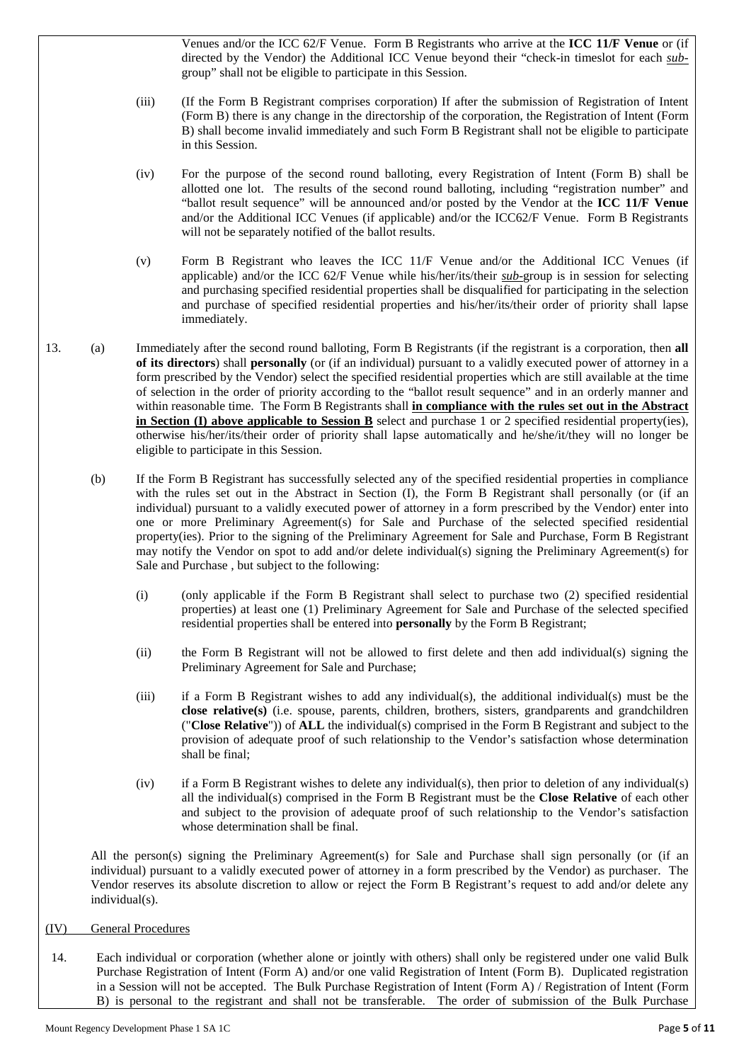Venues and/or the ICC 62/F Venue. Form B Registrants who arrive at the **ICC 11/F Venue** or (if directed by the Vendor) the Additional ICC Venue beyond their "check-in timeslot for each *sub-*group" shall not be eligible to participate in this Session.

(iii) (If the Form B Registrant comprises corporation) If after the submission of Registration of Intent (Form B) there is any change in the directorship of the corporation, the Registration of Intent (Form B) shall become invalid immediately and such Form B Registrant shall not be eligible to participate in this Session.

(iv) For the purpose of the second round balloting, every Registration of Intent (Form B) shall be allotted one lot. The results of the second round balloting, including "registration number" and "ballot result sequence" will be announced and/or posted by the Vendor at the **ICC 11/F Venue** and/or the Additional ICC Venues (if applicable) and/or the ICC62/F Venue. Form B Registrants will not be separately notified of the ballot results.

(v) Form B Registrant who leaves the ICC 11/F Venue and/or the Additional ICC Venues (if applicable) and/or the ICC 62/F Venue while his/her/its/their *sub-*group is in session for selecting and purchasing specified residential properties shall be disqualified for participating in the selection and purchase of specified residential properties and his/her/its/their order of priority shall lapse immediately.

13. (a) Immediately after the second round balloting, Form B Registrants (if the registrant is a corporation, then **all of its directors**) shall **personally** (or (if an individual) pursuant to a validly executed power of attorney in a form prescribed by the Vendor) select the specified residential properties which are still available at the time of selection in the order of priority according to the "ballot result sequence" and in an orderly manner and within reasonable time. The Form B Registrants shall **in compliance with the rules set out in the Abstract in Section (I) above applicable to Session B** select and purchase 1 or 2 specified residential property(ies), otherwise his/her/its/their order of priority shall lapse automatically and he/she/it/they will no longer be eligible to participate in this Session.

(b) If the Form B Registrant has successfully selected any of the specified residential properties in compliance with the rules set out in the Abstract in Section (I), the Form B Registrant shall personally (or (if an individual) pursuant to a validly executed power of attorney in a form prescribed by the Vendor) enter into one or more Preliminary Agreement(s) for Sale and Purchase of the selected specified residential property(ies). Prior to the signing of the Preliminary Agreement for Sale and Purchase, Form B Registrant may notify the Vendor on spot to add and/or delete individual(s) signing the Preliminary Agreement(s) for Sale and Purchase , but subject to the following:

(i) (only applicable if the Form B Registrant shall select to purchase two (2) specified residential properties) at least one (1) Preliminary Agreement for Sale and Purchase of the selected specified residential properties shall be entered into **personally** by the Form B Registrant;

(ii) the Form B Registrant will not be allowed to first delete and then add individual(s) signing the Preliminary Agreement for Sale and Purchase;

(iii) if a Form B Registrant wishes to add any individual(s), the additional individual(s) must be the **close relative(s)** (i.e. spouse, parents, children, brothers, sisters, grandparents and grandchildren ("**Close Relative**")) of **ALL** the individual(s) comprised in the Form B Registrant and subject to the provision of adequate proof of such relationship to the Vendor's satisfaction whose determination shall be final;

(iv) if a Form B Registrant wishes to delete any individual(s), then prior to deletion of any individual(s) all the individual(s) comprised in the Form B Registrant must be the **Close Relative** of each other and subject to the provision of adequate proof of such relationship to the Vendor's satisfaction whose determination shall be final.

All the person(s) signing the Preliminary Agreement(s) for Sale and Purchase shall sign personally (or (if an individual) pursuant to a validly executed power of attorney in a form prescribed by the Vendor) as purchaser. The Vendor reserves its absolute discretion to allow or reject the Form B Registrant's request to add and/or delete any individual(s).

## (IV) General Procedures

14. Each individual or corporation (whether alone or jointly with others) shall only be registered under one valid Bulk Purchase Registration of Intent (Form A) and/or one valid Registration of Intent (Form B). Duplicated registration in a Session will not be accepted. The Bulk Purchase Registration of Intent (Form A) / Registration of Intent (Form B) is personal to the registrant and shall not be transferable. The order of submission of the Bulk Purchase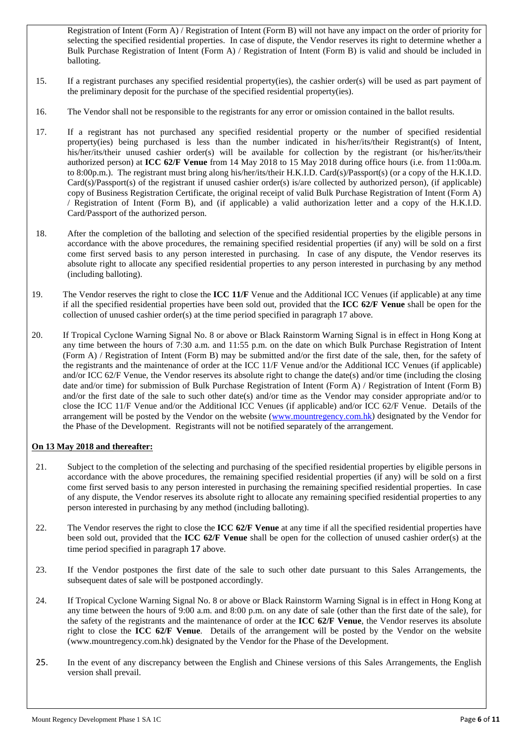Registration of Intent (Form A) / Registration of Intent (Form B) will not have any impact on the order of priority for selecting the specified residential properties. In case of dispute, the Vendor reserves its right to determine whether a Bulk Purchase Registration of Intent (Form A) / Registration of Intent (Form B) is valid and should be included in balloting.

15. If a registrant purchases any specified residential property(ies), the cashier order(s) will be used as part payment of the preliminary deposit for the purchase of the specified residential property(ies).

16. The Vendor shall not be responsible to the registrants for any error or omission contained in the ballot results.

17. If a registrant has not purchased any specified residential property or the number of specified residential property(ies) being purchased is less than the number indicated in his/her/its/their Registrant(s) of Intent, his/her/its/their unused cashier order(s) will be available for collection by the registrant (or his/her/its/their authorized person) at **ICC 62/F Venue** from 14 May 2018 to 15 May 2018 during office hours (i.e. from 11:00a.m. to 8:00p.m.). The registrant must bring along his/her/its/their H.K.I.D. Card(s)/Passport(s) (or a copy of the H.K.I.D. Card(s)/Passport(s) of the registrant if unused cashier order(s) is/are collected by authorized person), (if applicable) copy of Business Registration Certificate, the original receipt of valid Bulk Purchase Registration of Intent (Form A) / Registration of Intent (Form B), and (if applicable) a valid authorization letter and a copy of the H.K.I.D. Card/Passport of the authorized person.

18. After the completion of the balloting and selection of the specified residential properties by the eligible persons in accordance with the above procedures, the remaining specified residential properties (if any) will be sold on a first come first served basis to any person interested in purchasing. In case of any dispute, the Vendor reserves its absolute right to allocate any specified residential properties to any person interested in purchasing by any method (including balloting).

19. The Vendor reserves the right to close the **ICC 11/F** Venue and the Additional ICC Venues (if applicable) at any time if all the specified residential properties have been sold out, provided that the **ICC 62/F Venue** shall be open for the collection of unused cashier order(s) at the time period specified in paragraph 17 above.

20. If Tropical Cyclone Warning Signal No. 8 or above or Black Rainstorm Warning Signal is in effect in Hong Kong at any time between the hours of 7:30 a.m. and 11:55 p.m. on the date on which Bulk Purchase Registration of Intent (Form A) / Registration of Intent (Form B) may be submitted and/or the first date of the sale, then, for the safety of the registrants and the maintenance of order at the ICC 11/F Venue and/or the Additional ICC Venues (if applicable) and/or ICC 62/F Venue, the Vendor reserves its absolute right to change the date(s) and/or time (including the closing date and/or time) for submission of Bulk Purchase Registration of Intent (Form A) / Registration of Intent (Form B) and/or the first date of the sale to such other date(s) and/or time as the Vendor may consider appropriate and/or to close the ICC 11/F Venue and/or the Additional ICC Venues (if applicable) and/or ICC 62/F Venue. Details of the arrangement will be posted by the Vendor on the website (www.mountregency.com.hk) designated by the Vendor for the Phase of the Development. Registrants will not be notified separately of the arrangement.

**On 13 May 2018 and thereafter:**

21. Subject to the completion of the selecting and purchasing of the specified residential properties by eligible persons in accordance with the above procedures, the remaining specified residential properties (if any) will be sold on a first come first served basis to any person interested in purchasing the remaining specified residential properties. In case of any dispute, the Vendor reserves its absolute right to allocate any remaining specified residential properties to any person interested in purchasing by any method (including balloting).

22. The Vendor reserves the right to close the **ICC 62/F Venue** at any time if all the specified residential properties have been sold out, provided that the **ICC 62/F Venue** shall be open for the collection of unused cashier order(s) at the time period specified in paragraph 17 above.

23. If the Vendor postpones the first date of the sale to such other date pursuant to this Sales Arrangements, the subsequent dates of sale will be postponed accordingly.

24. If Tropical Cyclone Warning Signal No. 8 or above or Black Rainstorm Warning Signal is in effect in Hong Kong at any time between the hours of 9:00 a.m. and 8:00 p.m. on any date of sale (other than the first date of the sale), for the safety of the registrants and the maintenance of order at the **ICC 62/F Venue**, the Vendor reserves its absolute right to close the **ICC 62/F Venue**. Details of the arrangement will be posted by the Vendor on the website (www.mountregency.com.hk) designated by the Vendor for the Phase of the Development.

25. In the event of any discrepancy between the English and Chinese versions of this Sales Arrangements, the English version shall prevail.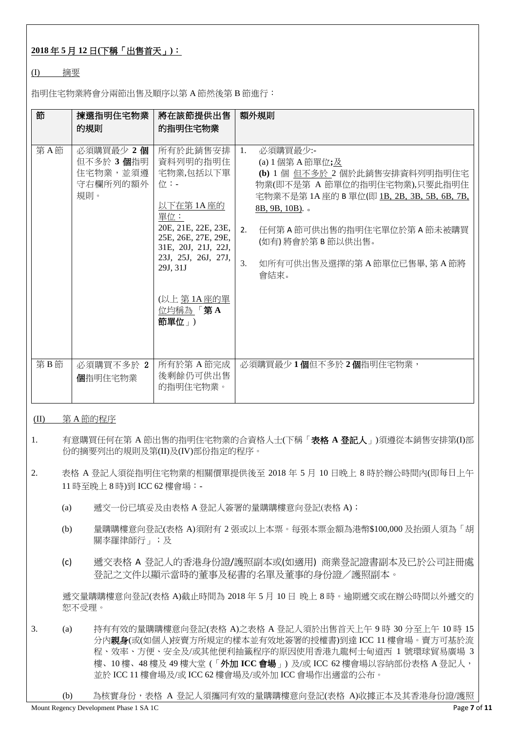**2018 年 5 月 12 日(下稱「出售首天」)：**

(I) 摘要

指明住宅物業將會分兩節出售及順序以第 A 節然後第 B 節進行：

| 節 | 揀選指明住宅物業的規則 | 將在該節提供出售的指明住宅物業 | 額外規則 |
|---|---|---|---|
| 第 A 節 | 必須購買最少 **2 個**但不多於 **3 個**指明住宅物業，並須遵守右欄所列的額外規則。 | 所有於此銷售安排資料列明的指明住宅物業,包括以下單位：-<br><br>以下在第 1A 座的單位：<br>20E, 21E, 22E, 23E, 25E, 26E, 27E, 29E, 31E, 20J, 21J, 22J, 23J, 25J, 26J, 27J, 29J, 31J<br><br>(以上 第 1A 座的單位均稱為 「**第 A 節單位**」) | 1. 必須購買最少:-<br>(a) 1 個第 A 節單位**;**及<br>**(b)** 1 個 但不多於 2 個於此銷售安排資料列明指明住宅物業(即不是第 A 節單位的指明住宅物業),只要此指明住宅物業不是第 1A 座的 B 單位(即 1B, 2B, 3B, 5B, 6B, 7B, 8B, 9B, 10B). 。<br><br>2. 任何第 A 節可供出售的指明住宅單位於第 A 節未被購買(如有) 將會於第 B 節以供出售。<br><br>3. 如所有可供出售及選擇的第 A 節單位已售畢, 第 A 節將會結束。 |
| 第 B 節 | 必須購買不多於 **2 個**指明住宅物業 | 所有於第 A 節完成後剩餘仍可供出售的指明住宅物業。 | 必須購買最少 **1 個**但不多於 **2 個**指明住宅物業， |

(II) 第 A 節的程序

1. 有意購買任何在第 A 節出售的指明住宅物業的合資格人士(下稱「**表格 A 登記人**」)須遵從本銷售安排第(I)部份的摘要列出的規則及第(II)及(IV)部份指定的程序。

2. 表格 A 登記人須從指明住宅物業的相關價單提供後至 2018 年 5 月 10 日晚上 8 時於辦公時間內(即每日上午 11 時至晚上 8 時)到 ICC 62 樓會場：-

   (a) 遞交一份已填妥及由表格 A 登記人簽署的量購購樓意向登記(表格 A)；

   (b) 量購購樓意向登記(表格 A)須附有 2 張或以上本票。每張本票金額為港幣$100,000 及抬頭人須為「胡關李羅律師行」；及

   (c) 遞交表格 A 登記人的香港身份證/護照副本或(如適用) 商業登記證書副本及已於公司註冊處登記之文件以顯示當時的董事及秘書的名單及董事的身份證／護照副本。

   遞交量購購樓意向登記(表格 A)截止時間為 2018 年 5 月 10 日 晚上 8 時。逾期遞交或在辦公時間以外遞交的恕不受理。

3. (a) 持有有效的量購購樓意向登記(表格 A)之表格 A 登記人須於出售首天上午 9 時 30 分至上午 10 時 15 分內**親身**(或(如個人)按賣方所規定的樣本並有效地簽署的授權書)到達 ICC 11 樓會場。賣方可基於流程、效率、方便、安全及/或其他便利抽籤程序的原因使用香港九龍柯士甸道西 1 號環球貿易廣場 3 樓、10 樓、48 樓及 49 樓大堂 (「**外加 ICC 會場**」) 及/或 ICC 62 樓會場以容納部份表格 A 登記人，並於 ICC 11 樓會場及/或 ICC 62 樓會場及/或外加 ICC 會場作出適當的公布。

   (b) 為核實身份，表格 A 登記人須攜同有效的量購購樓意向登記(表格 A)收據正本及其香港身份證/護照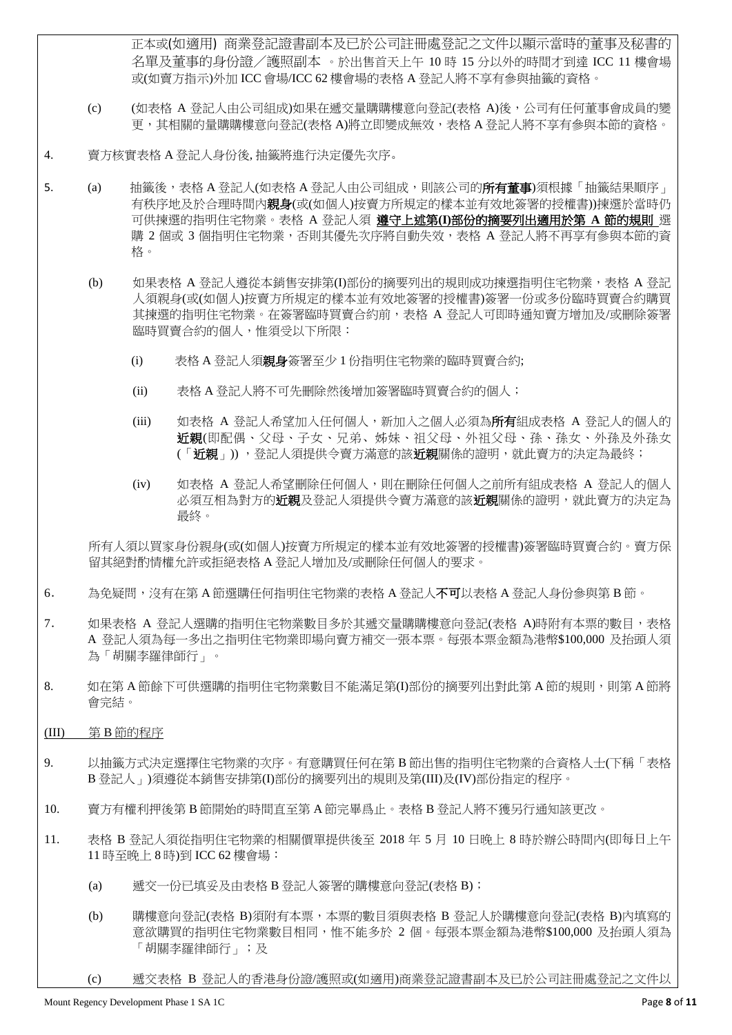正本或(如適用) 商業登記證書副本及已於公司註冊處登記之文件以顯示當時的董事及秘書的名單及董事的身份證／護照副本 。於出售首天上午 10 時 15 分以外的時間才到達 ICC 11 樓會場或(如賣方指示)外加 ICC 會場/ICC 62 樓會場的表格 A 登記人將不享有參與抽籤的資格。

(c) (如表格 A 登記人由公司組成)如果在遞交量購購樓意向登記(表格 A)後，公司有任何董事會成員的變更，其相關的量購購樓意向登記(表格 A)將立即變成無效，表格 A 登記人將不享有參與本節的資格。

4. 賣方核實表格 A 登記人身份後, 抽籤將進行決定優先次序。

5. (a) 抽籤後，表格 A 登記人(如表格 A 登記人由公司組成，則該公司的**所有董事**)須根據「抽籤結果順序」有秩序地及於合理時間內**親身**(或(如個人)按賣方所規定的樣本並有效地簽署的授權書))揀選於當時仍可供揀選的指明住宅物業。表格 A 登記人須 **遵守上述第(I)部份的摘要列出適用於第 A 節的規則** 選購 2 個或 3 個指明住宅物業，否則其優先次序將自動失效，表格 A 登記人將不再享有參與本節的資格。

(b) 如果表格 A 登記人遵從本銷售安排第(I)部份的摘要列出的規則成功揀選指明住宅物業，表格 A 登記人須親身(或(如個人)按賣方所規定的樣本並有效地簽署的授權書)簽署一份或多份臨時買賣合約購買其揀選的指明住宅物業。在簽署臨時買賣合約前，表格 A 登記人可即時通知賣方增加及/或刪除簽署臨時買賣合約的個人，惟須受以下所限：

(i) 表格 A 登記人須**親身**簽署至少 1 份指明住宅物業的臨時買賣合約;

(ii) 表格 A 登記人將不可先刪除然後增加簽署臨時買賣合約的個人；

(iii) 如表格 A 登記人希望加入任何個人，新加入之個人必須為**所有**組成表格 A 登記人的個人的**近親**(即配偶、父母、子女、兄弟、姊妹、祖父母、外祖父母、孫、孫女、外孫及外孫女(「**近親**」))，登記人須提供令賣方滿意的該**近親**關係的證明，就此賣方的決定為最終；

(iv) 如表格 A 登記人希望刪除任何個人，則在刪除任何個人之前所有組成表格 A 登記人的個人必須互相為對方的**近親**及登記人須提供令賣方滿意的該**近親**關係的證明，就此賣方的決定為最終。

所有人須以買家身份親身(或(如個人)按賣方所規定的樣本並有效地簽署的授權書)簽署臨時買賣合約。賣方保留其絕對酌情權允許或拒絕表格 A 登記人增加及/或刪除任何個人的要求。

6. 為免疑問，沒有在第 A 節選購任何指明住宅物業的表格 A 登記人**不可**以表格 A 登記人身份參與第 B 節。

7. 如果表格 A 登記人選購的指明住宅物業數目多於其遞交量購購樓意向登記(表格 A)時附有本票的數目，表格 A 登記人須為每一多出之指明住宅物業即場向賣方補交一張本票。每張本票金額為港幣$100,000 及抬頭人須為「胡關李羅律師行」。

8. 如在第 A 節餘下可供選購的指明住宅物業數目不能滿足第(I)部份的摘要列出對此第 A 節的規則，則第 A 節將會完結。

(III) 第 B 節的程序

9. 以抽籤方式決定選擇住宅物業的次序。有意購買任何在第 B 節出售的指明住宅物業的合資格人士(下稱「表格 B 登記人」)須遵從本銷售安排第(I)部份的摘要列出的規則及第(III)及(IV)部份指定的程序。

10. 賣方有權利押後第 B 節開始的時間直至第 A 節完畢爲止。表格 B 登記人將不獲另行通知該更改。

11. 表格 B 登記人須從指明住宅物業的相關價單提供後至 2018 年 5 月 10 日晚上 8 時於辦公時間內(即每日上午 11 時至晚上 8 時)到 ICC 62 樓會場：

(a) 遞交一份已填妥及由表格 B 登記人簽署的購樓意向登記(表格 B)；

(b) 購樓意向登記(表格 B)須附有本票，本票的數目須與表格 B 登記人於購樓意向登記(表格 B)內填寫的意欲購買的指明住宅物業數目相同，惟不能多於 2 個。每張本票金額為港幣$100,000 及抬頭人須為「胡關李羅律師行」；及

(c) 遞交表格 B 登記人的香港身份證/護照或(如適用)商業登記證書副本及已於公司註冊處登記之文件以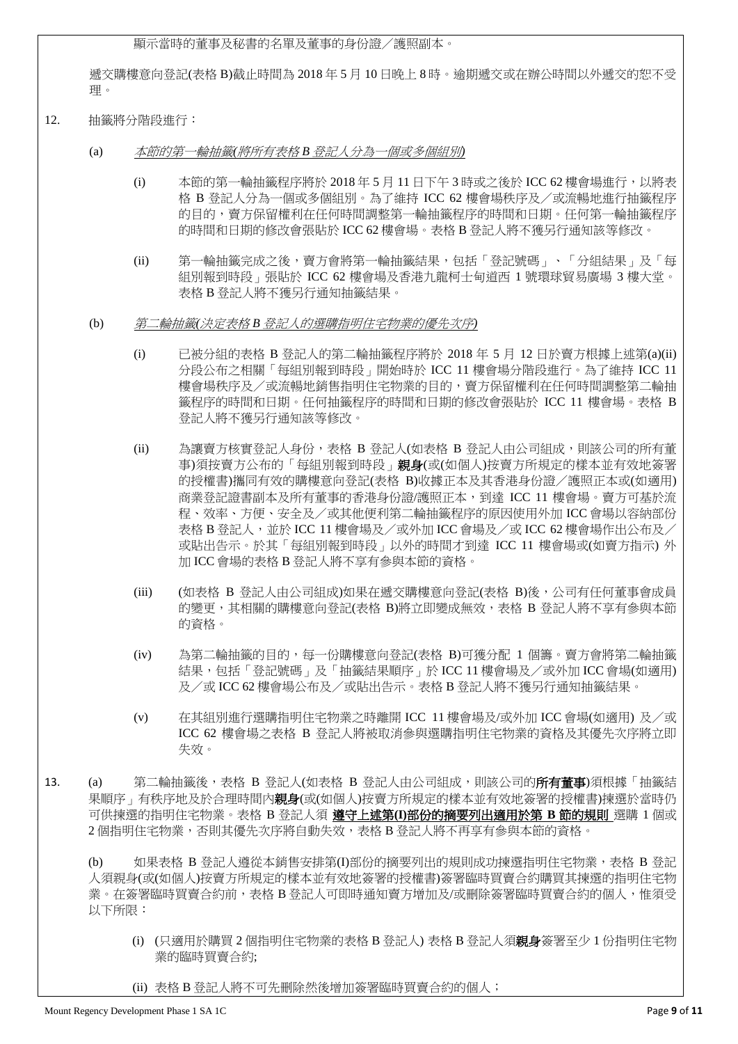顯示當時的董事及秘書的名單及董事的身份證／護照副本。

遞交購樓意向登記(表格 B)截止時間為 2018 年 5 月 10 日晚上 8 時。逾期遞交或在辦公時間以外遞交的恕不受理。

12. 抽籤將分階段進行：

(a) *本節的第一輪抽籤(將所有表格 B 登記人分為一個或多個組別)*

(i) 本節的第一輪抽籤程序將於 2018 年 5 月 11 日下午 3 時或之後於 ICC 62 樓會場進行，以將表格 B 登記人分為一個或多個組別。為了維持 ICC 62 樓會場秩序及／或流暢地進行抽籤程序的目的，賣方保留權利在任何時間調整第一輪抽籤程序的時間和日期。任何第一輪抽籤程序的時間和日期的修改會張貼於 ICC 62 樓會場。表格 B 登記人將不獲另行通知該等修改。

(ii) 第一輪抽籤完成之後，賣方會將第一輪抽籤結果，包括「登記號碼」、「分組結果」及「每組別報到時段」張貼於 ICC 62 樓會場及香港九龍柯士甸道西 1 號環球貿易廣場 3 樓大堂。表格 B 登記人將不獲另行通知抽籤結果。

(b) *第二輪抽籤(決定表格 B 登記人的選購指明住宅物業的優先次序)*

(i) 已被分組的表格 B 登記人的第二輪抽籤程序將於 2018 年 5 月 12 日於賣方根據上述第(a)(ii)分段公布之相關「每組別報到時段」開始時於 ICC 11 樓會場分階段進行。為了維持 ICC 11 樓會場秩序及／或流暢地銷售指明住宅物業的目的，賣方保留權利在任何時間調整第二輪抽籤程序的時間和日期。任何抽籤程序的時間和日期的修改會張貼於 ICC 11 樓會場。表格 B 登記人將不獲另行通知該等修改。

(ii) 為讓賣方核實登記人身份，表格 B 登記人(如表格 B 登記人由公司組成，則該公司的所有董事)須按賣方公布的「每組別報到時段」**親身**(或(如個人)按賣方所規定的樣本並有效地簽署的授權書)攜同有效的購樓意向登記(表格 B)收據正本及其香港身份證／護照正本或(如適用)商業登記證書副本及所有董事的香港身份證/護照正本，到達 ICC 11 樓會場。賣方可基於流程、效率、方便、安全及／或其他便利第二輪抽籤程序的原因使用外加 ICC 會場以容納部份表格 B 登記人，並於 ICC 11 樓會場及／或外加 ICC 會場及／或 ICC 62 樓會場作出公布及／或貼出告示。於其「每組別報到時段」以外的時間才到達 ICC 11 樓會場或(如賣方指示) 外加 ICC 會場的表格 B 登記人將不享有參與本節的資格。

(iii) (如表格 B 登記人由公司組成)如果在遞交購樓意向登記(表格 B)後，公司有任何董事會成員的變更，其相關的購樓意向登記(表格 B)將立即變成無效，表格 B 登記人將不享有參與本節的資格。

(iv) 為第二輪抽籤的目的，每一份購樓意向登記(表格 B)可獲分配 1 個籌。賣方會將第二輪抽籤結果，包括「登記號碼」及「抽籤結果順序」於 ICC 11 樓會場及／或外加 ICC 會場(如適用)及／或 ICC 62 樓會場公布及／或貼出告示。表格 B 登記人將不獲另行通知抽籤結果。

(v) 在其組別進行選購指明住宅物業之時離開 ICC 11 樓會場及/或外加 ICC 會場(如適用) 及／或 ICC 62 樓會場之表格 B 登記人將被取消參與選購指明住宅物業的資格及其優先次序將立即失效。

13. (a) 第二輪抽籤後，表格 B 登記人(如表格 B 登記人由公司組成，則該公司的**所有董事**)須根據「抽籤結果順序」有秩序地及於合理時間內**親身**(或(如個人)按賣方所規定的樣本並有效地簽署的授權書)揀選於當時仍可供揀選的指明住宅物業。表格 B 登記人須 **<u>遵守上述第(I)部份的摘要列出適用於第 B 節的規則</u>** 選購 1 個或 2 個指明住宅物業，否則其優先次序將自動失效，表格 B 登記人將不再享有參與本節的資格。

(b) 如果表格 B 登記人遵從本銷售安排第(I)部份的摘要列出的規則成功揀選指明住宅物業，表格 B 登記人須親身(或(如個人)按賣方所規定的樣本並有效地簽署的授權書)簽署臨時買賣合約購買其揀選的指明住宅物業。在簽署臨時買賣合約前，表格 B 登記人可即時通知賣方增加及/或刪除簽署臨時買賣合約的個人，惟須受以下所限：

(i) (只適用於購買 2 個指明住宅物業的表格 B 登記人) 表格 B 登記人須**親身**簽署至少 1 份指明住宅物業的臨時買賣合約;

(ii) 表格 B 登記人將不可先刪除然後增加簽署臨時買賣合約的個人；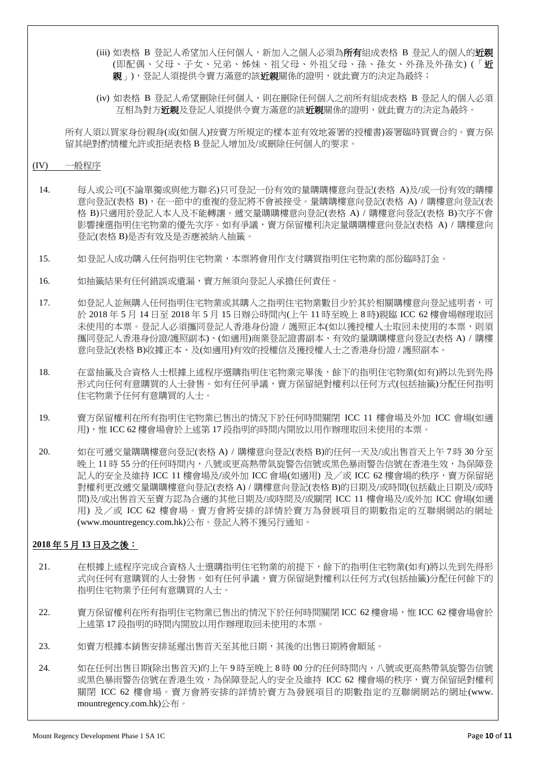(iii) 如表格 B 登記人希望加入任何個人，新加入之個人必須為**所有**組成表格 B 登記人的個人的**近親**(即配偶、父母、子女、兄弟、姊妹、祖父母、外祖父母、孫、孫女、外孫及外孫女) (「**近親**」)，登記人須提供令賣方滿意的該**近親**關係的證明，就此賣方的決定為最終；

(iv) 如表格 B 登記人希望刪除任何個人，則在刪除任何個人之前所有組成表格 B 登記人的個人必須互相為對方**近親**及登記人須提供令賣方滿意的該**近親**關係的證明，就此賣方的決定為最終。

所有人須以買家身份親身(或(如個人)按賣方所規定的樣本並有效地簽署的授權書)簽署臨時買賣合約。賣方保留其絕對酌情權允許或拒絕表格 B 登記人增加及/或刪除任何個人的要求。

(IV) 一般程序

14. 每人或公司(不論單獨或與他方聯名)只可登記一份有效的量購購樓意向登記(表格 A)及/或一份有效的購樓意向登記(表格 B)，在一節中的重複的登記將不會被接受。量購購樓意向登記(表格 A) / 購樓意向登記(表格 B)只適用於登記人本人及不能轉讓。遞交量購購樓意向登記(表格 A) / 購樓意向登記(表格 B)次序不會影響揀選指明住宅物業的優先次序。如有爭議，賣方保留權利決定量購購樓意向登記(表格 A) / 購樓意向登記(表格 B)是否有效及是否應被納入抽籤。

15. 如登記人成功購入任何指明住宅物業，本票將會用作支付購買指明住宅物業的部份臨時訂金。

16. 如抽籤結果有任何錯誤或遺漏，賣方無須向登記人承擔任何責任。

17. 如登記人並無購入任何指明住宅物業或其購入之指明住宅物業數目少於其於相關購樓意向登記述明者，可於 2018 年 5 月 14 日至 2018 年 5 月 15 日辦公時間內(上午 11 時至晚上 8 時)親臨 ICC 62 樓會場辦理取回未使用的本票。登記人必須攜同登記人香港身份證 / 護照正本(如以獲授權人士取回未使用的本票，則須攜同登記人香港身份證/護照副本)、(如適用)商業登記證書副本、有效的量購購樓意向登記(表格 A) / 購樓意向登記(表格 B)收據正本、及(如適用)有效的授權信及獲授權人士之香港身份證 / 護照副本。

18. 在當抽籤及合資格人士根據上述程序選購指明住宅物業完畢後，餘下的指明住宅物業(如有)將以先到先得形式向任何有意購買的人士發售。如有任何爭議，賣方保留絕對權利以任何方式(包括抽籤)分配任何指明住宅物業予任何有意購買的人士。

19. 賣方保留權利在所有指明住宅物業已售出的情況下於任何時間關閉 ICC 11 樓會場及外加 ICC 會場(如適用)，惟 ICC 62 樓會場會於上述第 17 段指明的時間內開放以用作辦理取回未使用的本票。

20. 如在可遞交量購購樓意向登記(表格 A) / 購樓意向登記(表格 B)的任何一天及/或出售首天上午 7 時 30 分至晚上 11 時 55 分的任何時間內，八號或更高熱帶氣旋警告信號或黑色暴雨警告信號在香港生效，為保障登記人的安全及維持 ICC 11 樓會場及/或外加 ICC 會場(如適用) 及／或 ICC 62 樓會場的秩序，賣方保留絕對權利更改遞交量購購樓意向登記(表格 A) / 購樓意向登記(表格 B)的日期及/或時間(包括截止日期及/或時間)及/或出售首天至賣方認為合適的其他日期及/或時間及/或關閉 ICC 11 樓會場及/或外加 ICC 會場(如適用) 及／或 ICC 62 樓會場。賣方會將安排的詳情於賣方為發展項目的期數指定的互聯網網站的網址(www.mountregency.com.hk)公布。登記人將不獲另行通知。

**2018 年 5 月 13 日及之後：**

21. 在根據上述程序完成合資格人士選購指明住宅物業的前提下，餘下的指明住宅物業(如有)將以先到先得形式向任何有意購買的人士發售。如有任何爭議，賣方保留絕對權利以任何方式(包括抽籤)分配任何餘下的指明住宅物業予任何有意購買的人士。

22. 賣方保留權利在所有指明住宅物業已售出的情況下於任何時間關閉 ICC 62 樓會場，惟 ICC 62 樓會場會於上述第 17 段指明的時間內開放以用作辦理取回未使用的本票。

23. 如賣方根據本銷售安排延遲出售首天至其他日期，其後的出售日期將會順延。

24. 如在任何出售日期(除出售首天)的上午 9 時至晚上 8 時 00 分的任何時間內，八號或更高熱帶氣旋警告信號或黑色暴雨警告信號在香港生效，為保障登記人的安全及維持 ICC 62 樓會場的秩序，賣方保留絕對權利關閉 ICC 62 樓會場。賣方會將安排的詳情於賣方為發展項目的期數指定的互聯網網站的網址(www.mountregency.com.hk)公布。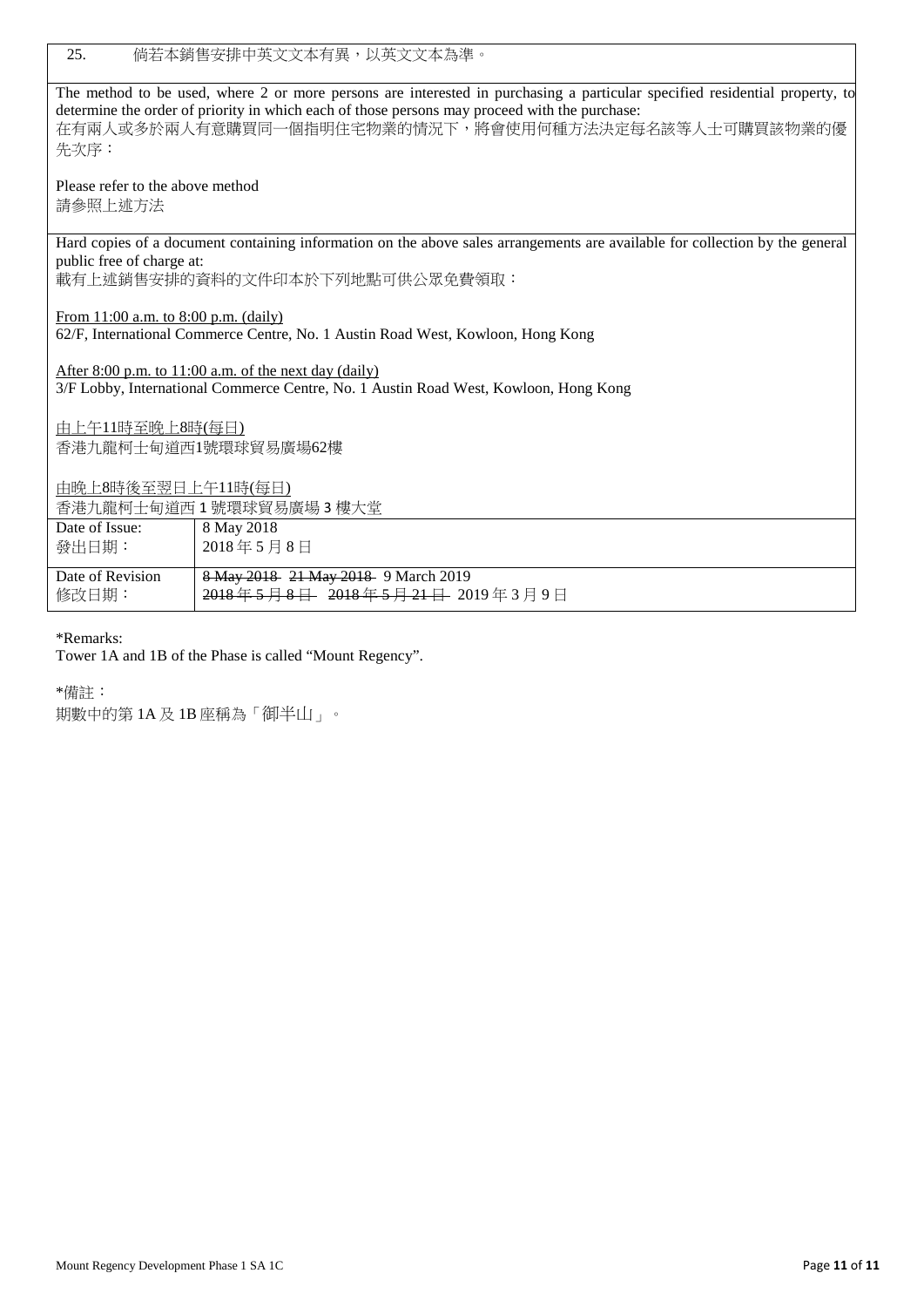25. 倘若本銷售安排中英文文本有異，以英文文本為準。

The method to be used, where 2 or more persons are interested in purchasing a particular specified residential property, to determine the order of priority in which each of those persons may proceed with the purchase:
在有兩人或多於兩人有意購買同一個指明住宅物業的情況下，將會使用何種方法決定每名該等人士可購買該物業的優先次序：

Please refer to the above method
請參照上述方法

Hard copies of a document containing information on the above sales arrangements are available for collection by the general public free of charge at:
載有上述銷售安排的資料的文件印本於下列地點可供公眾免費領取：

<u>From 11:00 a.m. to 8:00 p.m. (daily)</u>
62/F, International Commerce Centre, No. 1 Austin Road West, Kowloon, Hong Kong

<u>After 8:00 p.m. to 11:00 a.m. of the next day (daily)</u>
3/F Lobby, International Commerce Centre, No. 1 Austin Road West, Kowloon, Hong Kong

<u>由上午11時至晚上8時(每日)</u>
香港九龍柯士甸道西1號環球貿易廣場62樓

<u>由晚上8時後至翌日上午11時(每日)</u>
香港九龍柯士甸道西 1 號環球貿易廣場 3 樓大堂

| | |
|---|---|
| Date of Issue:<br>發出日期： | 8 May 2018<br>2018 年 5 月 8 日 |
| Date of Revision<br>修改日期： | ~~8 May 2018~~ ~~21 May 2018~~ 9 March 2019<br>~~2018 年 5 月 8 日~~ ~~2018 年 5 月 21 日~~ 2019 年 3 月 9 日 |

*Remarks:
Tower 1A and 1B of the Phase is called "Mount Regency".

*備註：
期數中的第 1A 及 1B 座稱為「御半山」。